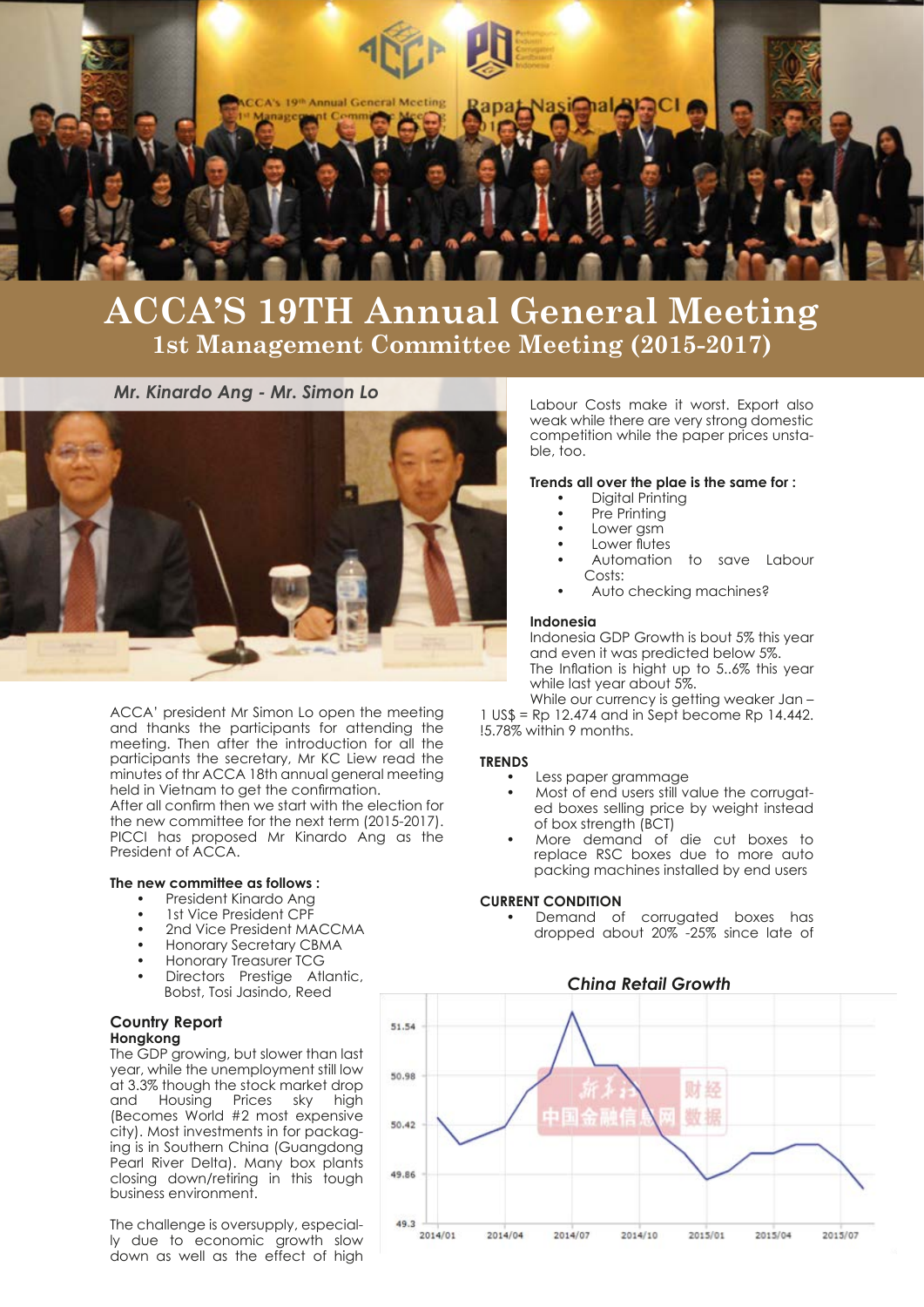# ACCA'S 19TH Annual General Meeting

## 1st Management Committee Meeting (2015-2017)

*Mr. Kinardo Ang - Mr. Simon Lo*

ACCA' president Mr Simon Lo open the meeting and thanks the participants for attending the meeting. Then after the introduction for all the participants the secretary, Mr KC Liew read the minutes of thr ACCA 18th annual general meeting held in Vietnam to get the confirmation.
After all confirm then we start with the election for the new committee for the next term (2015-2017). PICCI has proposed Mr Kinardo Ang as the President of ACCA.

**The new committee as follows :**

- President Kinardo Ang
- 1st Vice President CPF
- 2nd Vice President MACCMA
- Honorary Secretary CBMA
- Honorary Treasurer TCG
- Directors Prestige Atlantic, Bobst, Tosi Jasindo, Reed

### Country Report

**Hongkong**

The GDP growing, but slower than last year, while the unemployment still low at 3.3% though the stock market drop and Housing Prices sky high (Becomes World #2 most expensive city). Most investments in for packaging is in Southern China (Guangdong Pearl River Delta). Many box plants closing down/retiring in this tough business environment.

The challenge is oversupply, especially due to economic growth slow down as well as the effect of high Labour Costs make it worst. Export also weak while there are very strong domestic competition while the paper prices unstable, too.

**Trends all over the plae is the same for :**

- Digital Printing
- Pre Printing
- Lower gsm
- Lower flutes
- Automation to save Labour Costs:
- Auto checking machines?

**Indonesia**

Indonesia GDP Growth is bout 5% this year and even it was predicted below 5%.
The Inflation is hight up to 5..6% this year while last year about 5%.
While our currency is getting weaker Jan – 1 US$ = Rp 12.474 and in Sept become Rp 14.442. !5.78% within 9 months.

**TRENDS**

- Less paper grammage
- Most of end users still value the corrugated boxes selling price by weight instead of box strength (BCT)
- More demand of die cut boxes to replace RSC boxes due to more auto packing machines installed by end users

**CURRENT CONDITION**

- Demand of corrugated boxes has dropped about 20% -25% since late of

*China Retail Growth*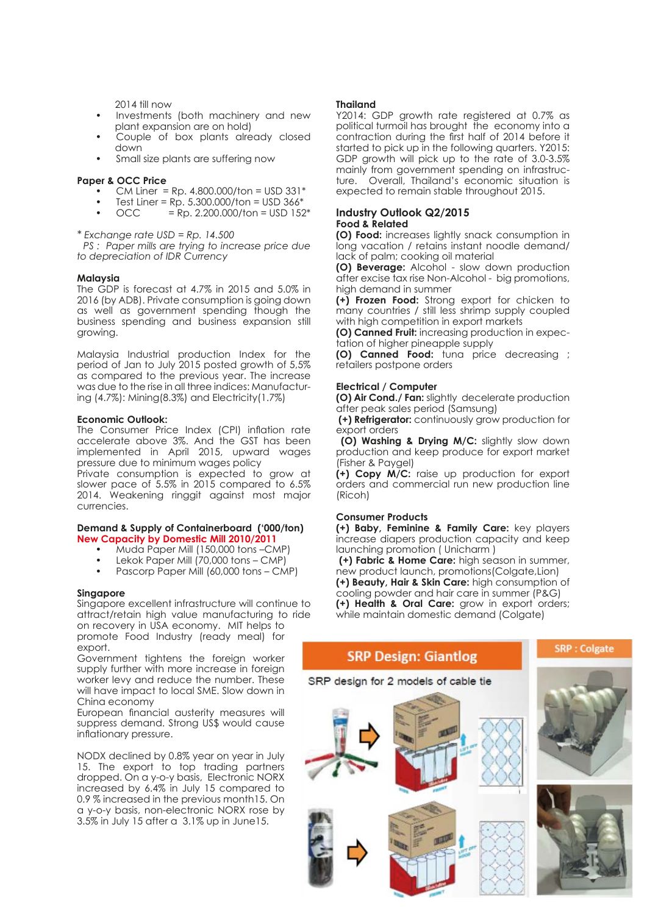2014 till now

- Investments (both machinery and new plant expansion are on hold)
- Couple of box plants already closed down
- Small size plants are suffering now

**Paper & OCC Price**

- CM Liner = Rp. 4.800.000/ton = USD 331*
- Test Liner = Rp. 5.300.000/ton = USD 366*
- OCC = Rp. 2.200.000/ton = USD 152*

*\* Exchange rate USD = Rp. 14.500*
*PS : Paper mills are trying to increase price due to depreciation of IDR Currency*

**Malaysia**

The GDP is forecast at 4.7% in 2015 and 5.0% in 2016 (by ADB). Private consumption is going down as well as government spending though the business spending and business expansion still growing.

Malaysia Industrial production Index for the period of Jan to July 2015 posted growth of 5,5% as compared to the previous year. The increase was due to the rise in all three indices: Manufacturing (4.7%): Mining(8.3%) and Electricity(1.7%)

**Economic Outlook:**

The Consumer Price Index (CPI) inflation rate accelerate above 3%. And the GST has been implemented in April 2015, upward wages pressure due to minimum wages policy

Private consumption is expected to grow at slower pace of 5.5% in 2015 compared to 6.5% 2014. Weakening ringgit against most major currencies.

**Demand & Supply of Containerboard ('000/ton)**
**New Capacity by Domestic Mill 2010/2011**

- Muda Paper Mill (150,000 tons –CMP)
- Lekok Paper Mill (70,000 tons – CMP)
- Pascorp Paper Mill (60,000 tons – CMP)

**Singapore**

Singapore excellent infrastructure will continue to attract/retain high value manufacturing to ride on recovery in USA economy. MIT helps to promote Food Industry (ready meal) for export.

Government tightens the foreign worker supply further with more increase in foreign worker levy and reduce the number. These will have impact to local SME. Slow down in China economy

European financial austerity measures will suppress demand. Strong US$ would cause inflationary pressure.

NODX declined by 0.8% year on year in July 15. The export to top trading partners dropped. On a y-o-y basis, Electronic NORX increased by 6.4% in July 15 compared to 0.9 % increased in the previous month15. On a y-o-y basis, non-electronic NORX rose by 3.5% in July 15 after a 3.1% up in June15.

**Thailand**

Y2014: GDP growth rate registered at 0.7% as political turmoil has brought the economy into a contraction during the first half of 2014 before it started to pick up in the following quarters. Y2015: GDP growth will pick up to the rate of 3.0-3.5% mainly from government spending on infrastructure. Overall, Thailand's economic situation is expected to remain stable throughout 2015.

## Industry Outlook Q2/2015

**Food & Related**

**(O) Food:** increases lightly snack consumption in long vacation / retains instant noodle demand/ lack of palm; cooking oil material

**(O) Beverage:** Alcohol - slow down production after excise tax rise Non-Alcohol - big promotions, high demand in summer

**(+) Frozen Food:** Strong export for chicken to many countries / still less shrimp supply coupled with high competition in export markets

**(O) Canned Fruit:** increasing production in expectation of higher pineapple supply

**(O) Canned Food:** tuna price decreasing ; retailers postpone orders

**Electrical / Computer**

**(O) Air Cond./ Fan:** slightly decelerate production after peak sales period (Samsung)

**(+) Refrigerator:** continuously grow production for export orders

**(O) Washing & Drying M/C:** slightly slow down production and keep produce for export market (Fisher & Paygel)

**(+) Copy M/C:** raise up production for export orders and commercial run new production line (Ricoh)

**Consumer Products**

**(+) Baby, Feminine & Family Care:** key players increase diapers production capacity and keep launching promotion ( Unicharm )

**(+) Fabric & Home Care:** high season in summer, new product launch, promotions(Colgate,Lion)

**(+) Beauty, Hair & Skin Care:** high consumption of cooling powder and hair care in summer (P&G)

**(+) Health & Oral Care:** grow in export orders; while maintain domestic demand (Colgate)

**SRP Design: Giantlog**

SRP design for 2 models of cable tie

**SRP : Colgate**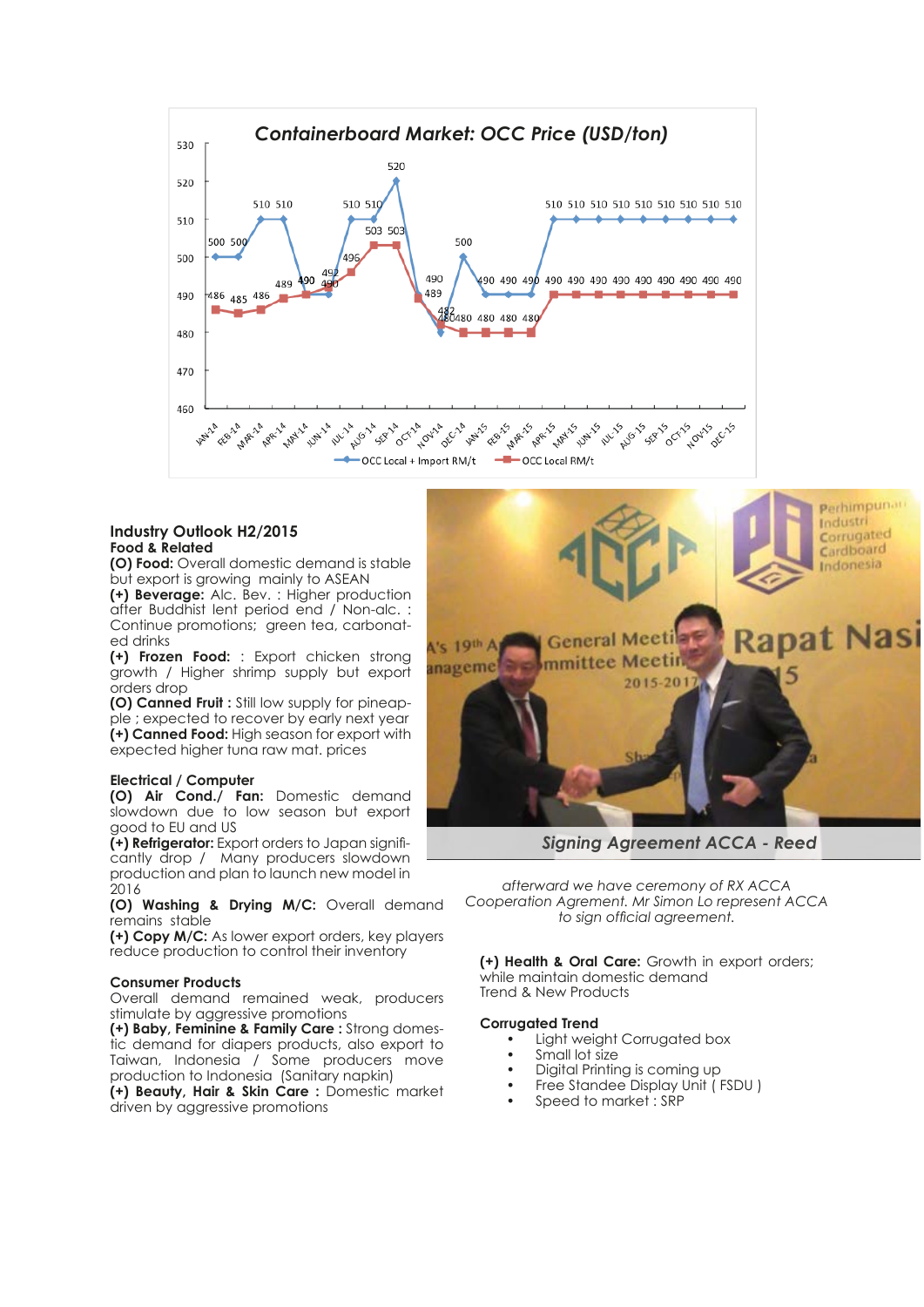Containerboard Market: OCC Price (USD/ton)

530
520
510
500
490
480
470
460

JAN-14 FEB-14 MAR-14 APR-14 MAY-14 JUN-14 JUL-14 AUG-14 SEP-14 OCT-14 NOV-14 DEC-14 JAN-15 FEB-15 MAR-15 APR-15 MAY-15 JUN-15 JUL-15 AUG-15 SEP-15 OCT-15 NOV-15 DEC-15

500 500 510 510 490 492 510 510 520 503 503 490 489 482 480 500 490 490 490 510 510 510 510 510 510 510 510 510

486 485 486 489 490 496 480 480 480 480 490 490 490 490 490 490 490 490 490

OCC Local + Import RM/t
OCC Local RM/t

## Industry Outlook H2/2015

### Food & Related

**(O) Food:** Overall domestic demand is stable but export is growing mainly to ASEAN

**(+) Beverage:** Alc. Bev. : Higher production after Buddhist lent period end / Non-alc. : Continue promotions; green tea, carbonated drinks

**(+) Frozen Food:** : Export chicken strong growth / Higher shrimp supply but export orders drop

**(O) Canned Fruit :** Still low supply for pineapple ; expected to recover by early next year

**(+) Canned Food:** High season for export with expected higher tuna raw mat. prices

### Electrical / Computer

**(O) Air Cond./ Fan:** Domestic demand slowdown due to low season but export good to EU and US

**(+) Refrigerator:** Export orders to Japan significantly drop / Many producers slowdown production and plan to launch new model in 2016

**(O) Washing & Drying M/C:** Overall demand remains stable

**(+) Copy M/C:** As lower export orders, key players reduce production to control their inventory

### Consumer Products

Overall demand remained weak, producers stimulate by aggressive promotions

**(+) Baby, Feminine & Family Care :** Strong domestic demand for diapers products, also export to Taiwan, Indonesia / Some producers move production to Indonesia (Sanitary napkin)

**(+) Beauty, Hair & Skin Care :** Domestic market driven by aggressive promotions

*Signing Agreement ACCA - Reed*

*afterward we have ceremony of RX ACCA Cooperation Agrement. Mr Simon Lo represent ACCA to sign official agreement.*

**(+) Health & Oral Care:** Growth in export orders; while maintain domestic demand

Trend & New Products

### Corrugated Trend

- Light weight Corrugated box
- Small lot size
- Digital Printing is coming up
- Free Standee Display Unit ( FSDU )
- Speed to market : SRP